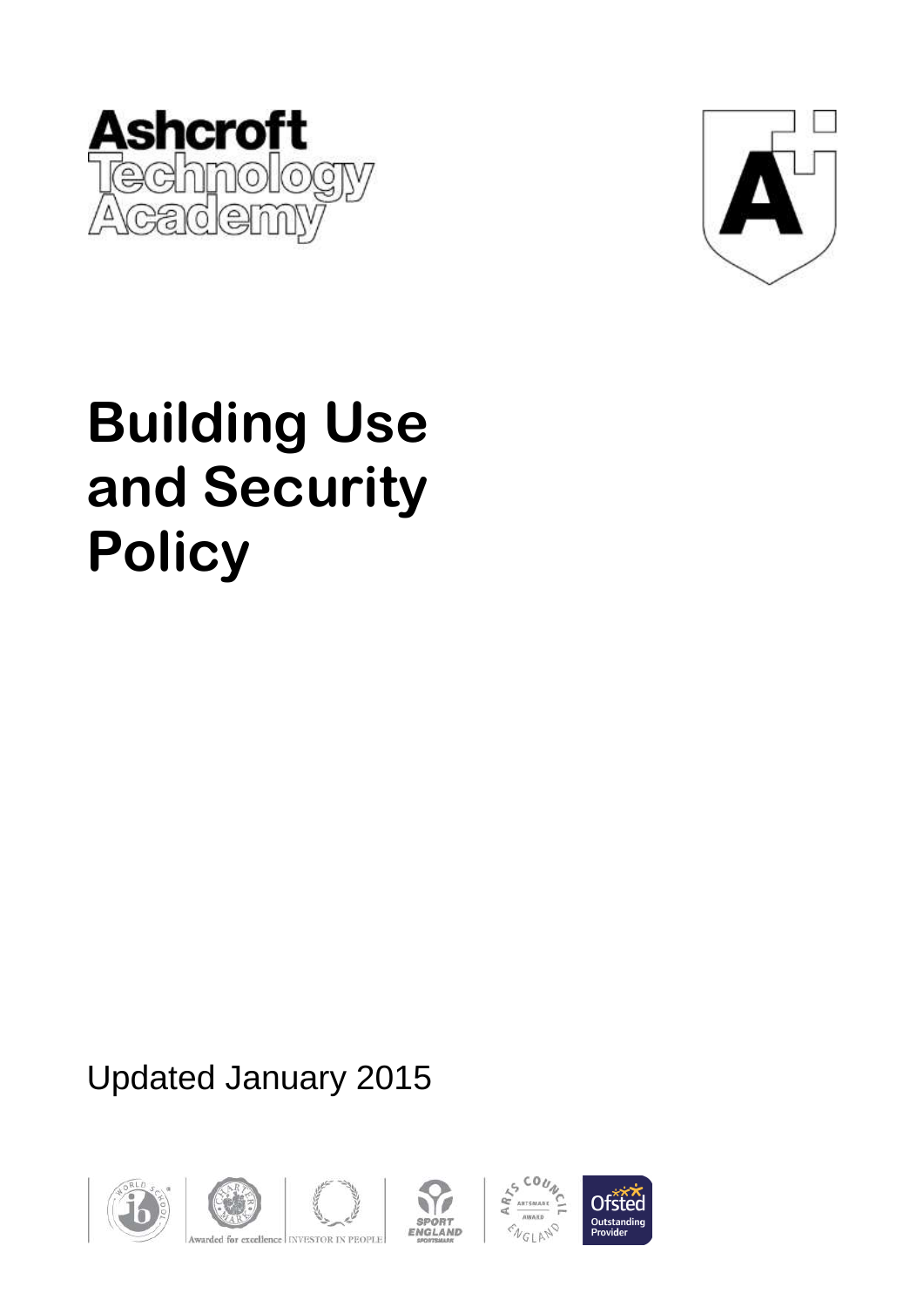Ashcroft Technology Academy

# Building Use and Security Policy

Updated January 2015

Awarded for excellence | INVESTOR IN PEOPLE | SPORT ENGLAND | ARTS COUNCIL ENGLAND ARTSMARK AWARD | Ofsted Outstanding Provider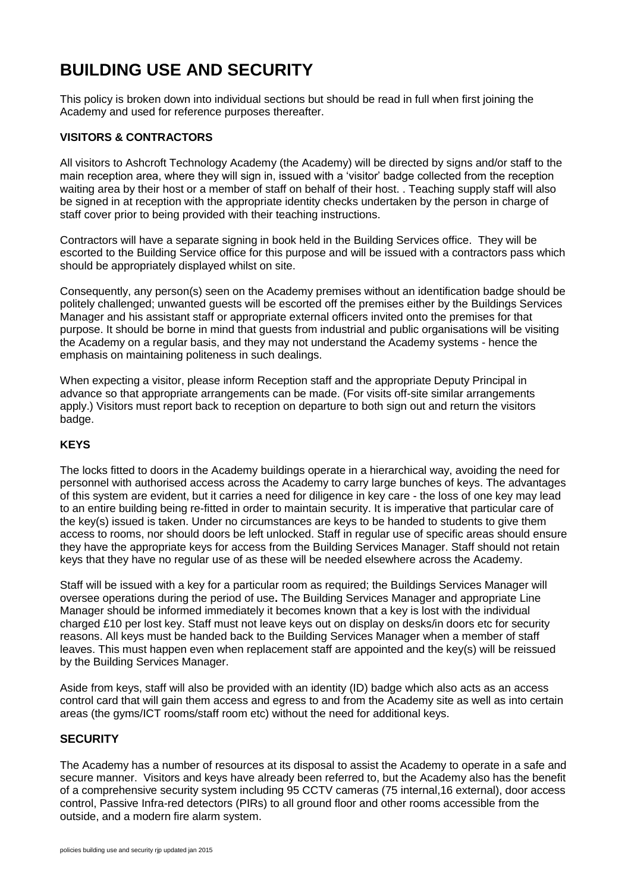# BUILDING USE AND SECURITY

This policy is broken down into individual sections but should be read in full when first joining the Academy and used for reference purposes thereafter.

### VISITORS & CONTRACTORS

All visitors to Ashcroft Technology Academy (the Academy) will be directed by signs and/or staff to the main reception area, where they will sign in, issued with a 'visitor' badge collected from the reception waiting area by their host or a member of staff on behalf of their host. . Teaching supply staff will also be signed in at reception with the appropriate identity checks undertaken by the person in charge of staff cover prior to being provided with their teaching instructions.

Contractors will have a separate signing in book held in the Building Services office. They will be escorted to the Building Service office for this purpose and will be issued with a contractors pass which should be appropriately displayed whilst on site.

Consequently, any person(s) seen on the Academy premises without an identification badge should be politely challenged; unwanted guests will be escorted off the premises either by the Buildings Services Manager and his assistant staff or appropriate external officers invited onto the premises for that purpose. It should be borne in mind that guests from industrial and public organisations will be visiting the Academy on a regular basis, and they may not understand the Academy systems - hence the emphasis on maintaining politeness in such dealings.

When expecting a visitor, please inform Reception staff and the appropriate Deputy Principal in advance so that appropriate arrangements can be made. (For visits off-site similar arrangements apply.) Visitors must report back to reception on departure to both sign out and return the visitors badge.

### KEYS

The locks fitted to doors in the Academy buildings operate in a hierarchical way, avoiding the need for personnel with authorised access across the Academy to carry large bunches of keys. The advantages of this system are evident, but it carries a need for diligence in key care - the loss of one key may lead to an entire building being re-fitted in order to maintain security. It is imperative that particular care of the key(s) issued is taken. Under no circumstances are keys to be handed to students to give them access to rooms, nor should doors be left unlocked. Staff in regular use of specific areas should ensure they have the appropriate keys for access from the Building Services Manager. Staff should not retain keys that they have no regular use of as these will be needed elsewhere across the Academy.

Staff will be issued with a key for a particular room as required; the Buildings Services Manager will oversee operations during the period of use**.** The Building Services Manager and appropriate Line Manager should be informed immediately it becomes known that a key is lost with the individual charged £10 per lost key. Staff must not leave keys out on display on desks/in doors etc for security reasons. All keys must be handed back to the Building Services Manager when a member of staff leaves. This must happen even when replacement staff are appointed and the key(s) will be reissued by the Building Services Manager.

Aside from keys, staff will also be provided with an identity (ID) badge which also acts as an access control card that will gain them access and egress to and from the Academy site as well as into certain areas (the gyms/ICT rooms/staff room etc) without the need for additional keys.

### SECURITY

The Academy has a number of resources at its disposal to assist the Academy to operate in a safe and secure manner. Visitors and keys have already been referred to, but the Academy also has the benefit of a comprehensive security system including 95 CCTV cameras (75 internal,16 external), door access control, Passive Infra-red detectors (PIRs) to all ground floor and other rooms accessible from the outside, and a modern fire alarm system.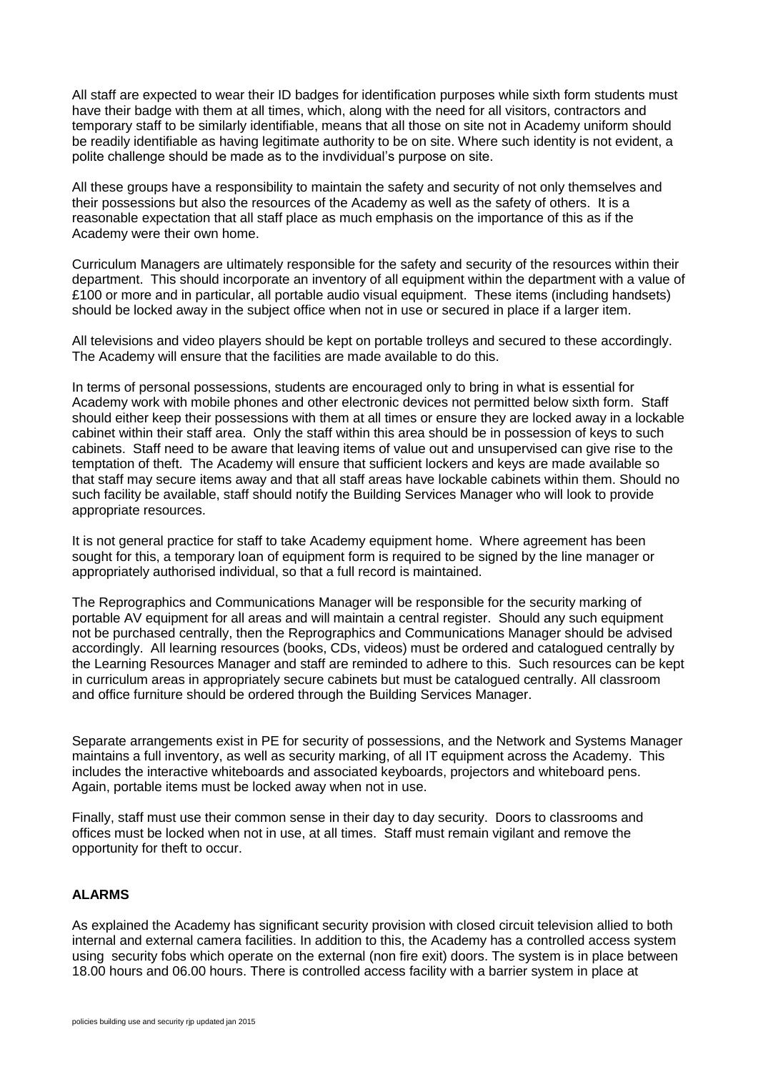All staff are expected to wear their ID badges for identification purposes while sixth form students must have their badge with them at all times, which, along with the need for all visitors, contractors and temporary staff to be similarly identifiable, means that all those on site not in Academy uniform should be readily identifiable as having legitimate authority to be on site. Where such identity is not evident, a polite challenge should be made as to the invdividual's purpose on site.

All these groups have a responsibility to maintain the safety and security of not only themselves and their possessions but also the resources of the Academy as well as the safety of others. It is a reasonable expectation that all staff place as much emphasis on the importance of this as if the Academy were their own home.

Curriculum Managers are ultimately responsible for the safety and security of the resources within their department. This should incorporate an inventory of all equipment within the department with a value of £100 or more and in particular, all portable audio visual equipment. These items (including handsets) should be locked away in the subject office when not in use or secured in place if a larger item.

All televisions and video players should be kept on portable trolleys and secured to these accordingly. The Academy will ensure that the facilities are made available to do this.

In terms of personal possessions, students are encouraged only to bring in what is essential for Academy work with mobile phones and other electronic devices not permitted below sixth form. Staff should either keep their possessions with them at all times or ensure they are locked away in a lockable cabinet within their staff area. Only the staff within this area should be in possession of keys to such cabinets. Staff need to be aware that leaving items of value out and unsupervised can give rise to the temptation of theft. The Academy will ensure that sufficient lockers and keys are made available so that staff may secure items away and that all staff areas have lockable cabinets within them. Should no such facility be available, staff should notify the Building Services Manager who will look to provide appropriate resources.

It is not general practice for staff to take Academy equipment home. Where agreement has been sought for this, a temporary loan of equipment form is required to be signed by the line manager or appropriately authorised individual, so that a full record is maintained.

The Reprographics and Communications Manager will be responsible for the security marking of portable AV equipment for all areas and will maintain a central register. Should any such equipment not be purchased centrally, then the Reprographics and Communications Manager should be advised accordingly. All learning resources (books, CDs, videos) must be ordered and catalogued centrally by the Learning Resources Manager and staff are reminded to adhere to this. Such resources can be kept in curriculum areas in appropriately secure cabinets but must be catalogued centrally. All classroom and office furniture should be ordered through the Building Services Manager.

Separate arrangements exist in PE for security of possessions, and the Network and Systems Manager maintains a full inventory, as well as security marking, of all IT equipment across the Academy. This includes the interactive whiteboards and associated keyboards, projectors and whiteboard pens. Again, portable items must be locked away when not in use.

Finally, staff must use their common sense in their day to day security. Doors to classrooms and offices must be locked when not in use, at all times. Staff must remain vigilant and remove the opportunity for theft to occur.

## ALARMS

As explained the Academy has significant security provision with closed circuit television allied to both internal and external camera facilities. In addition to this, the Academy has a controlled access system using security fobs which operate on the external (non fire exit) doors. The system is in place between 18.00 hours and 06.00 hours. There is controlled access facility with a barrier system in place at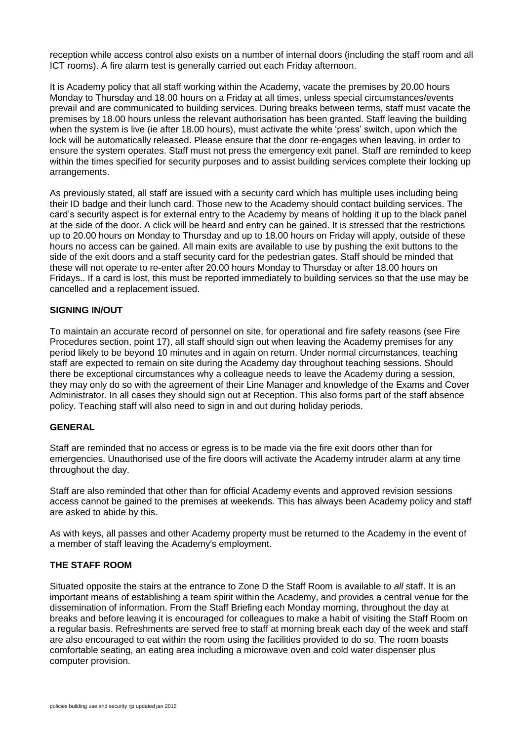reception while access control also exists on a number of internal doors (including the staff room and all ICT rooms). A fire alarm test is generally carried out each Friday afternoon.

It is Academy policy that all staff working within the Academy, vacate the premises by 20.00 hours Monday to Thursday and 18.00 hours on a Friday at all times, unless special circumstances/events prevail and are communicated to building services. During breaks between terms, staff must vacate the premises by 18.00 hours unless the relevant authorisation has been granted. Staff leaving the building when the system is live (ie after 18.00 hours), must activate the white 'press' switch, upon which the lock will be automatically released. Please ensure that the door re-engages when leaving, in order to ensure the system operates. Staff must not press the emergency exit panel. Staff are reminded to keep within the times specified for security purposes and to assist building services complete their locking up arrangements.

As previously stated, all staff are issued with a security card which has multiple uses including being their ID badge and their lunch card. Those new to the Academy should contact building services. The card's security aspect is for external entry to the Academy by means of holding it up to the black panel at the side of the door. A click will be heard and entry can be gained. It is stressed that the restrictions up to 20.00 hours on Monday to Thursday and up to 18.00 hours on Friday will apply, outside of these hours no access can be gained. All main exits are available to use by pushing the exit buttons to the side of the exit doors and a staff security card for the pedestrian gates. Staff should be minded that these will not operate to re-enter after 20.00 hours Monday to Thursday or after 18.00 hours on Fridays.. If a card is lost, this must be reported immediately to building services so that the use may be cancelled and a replacement issued.

**SIGNING IN/OUT**

To maintain an accurate record of personnel on site, for operational and fire safety reasons (see Fire Procedures section, point 17), all staff should sign out when leaving the Academy premises for any period likely to be beyond 10 minutes and in again on return. Under normal circumstances, teaching staff are expected to remain on site during the Academy day throughout teaching sessions. Should there be exceptional circumstances why a colleague needs to leave the Academy during a session, they may only do so with the agreement of their Line Manager and knowledge of the Exams and Cover Administrator. In all cases they should sign out at Reception. This also forms part of the staff absence policy. Teaching staff will also need to sign in and out during holiday periods.

**GENERAL**

Staff are reminded that no access or egress is to be made via the fire exit doors other than for emergencies. Unauthorised use of the fire doors will activate the Academy intruder alarm at any time throughout the day.

Staff are also reminded that other than for official Academy events and approved revision sessions access cannot be gained to the premises at weekends. This has always been Academy policy and staff are asked to abide by this.

As with keys, all passes and other Academy property must be returned to the Academy in the event of a member of staff leaving the Academy's employment.

**THE STAFF ROOM**

Situated opposite the stairs at the entrance to Zone D the Staff Room is available to *all* staff. It is an important means of establishing a team spirit within the Academy, and provides a central venue for the dissemination of information. From the Staff Briefing each Monday morning, throughout the day at breaks and before leaving it is encouraged for colleagues to make a habit of visiting the Staff Room on a regular basis. Refreshments are served free to staff at morning break each day of the week and staff are also encouraged to eat within the room using the facilities provided to do so. The room boasts comfortable seating, an eating area including a microwave oven and cold water dispenser plus computer provision.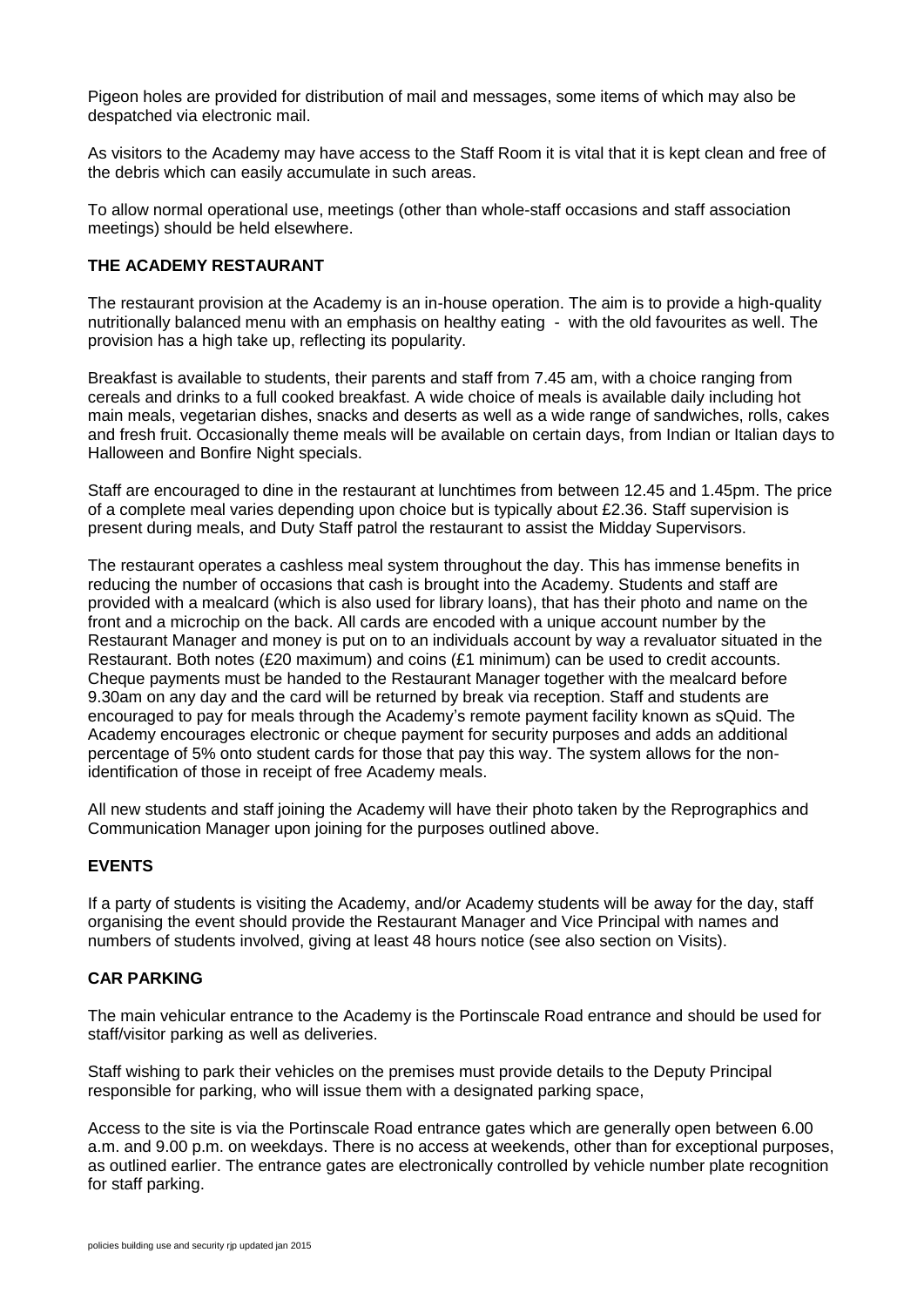Pigeon holes are provided for distribution of mail and messages, some items of which may also be despatched via electronic mail.

As visitors to the Academy may have access to the Staff Room it is vital that it is kept clean and free of the debris which can easily accumulate in such areas.

To allow normal operational use, meetings (other than whole-staff occasions and staff association meetings) should be held elsewhere.

## THE ACADEMY RESTAURANT

The restaurant provision at the Academy is an in-house operation. The aim is to provide a high-quality nutritionally balanced menu with an emphasis on healthy eating - with the old favourites as well. The provision has a high take up, reflecting its popularity.

Breakfast is available to students, their parents and staff from 7.45 am, with a choice ranging from cereals and drinks to a full cooked breakfast. A wide choice of meals is available daily including hot main meals, vegetarian dishes, snacks and deserts as well as a wide range of sandwiches, rolls, cakes and fresh fruit. Occasionally theme meals will be available on certain days, from Indian or Italian days to Halloween and Bonfire Night specials.

Staff are encouraged to dine in the restaurant at lunchtimes from between 12.45 and 1.45pm. The price of a complete meal varies depending upon choice but is typically about £2.36. Staff supervision is present during meals, and Duty Staff patrol the restaurant to assist the Midday Supervisors.

The restaurant operates a cashless meal system throughout the day. This has immense benefits in reducing the number of occasions that cash is brought into the Academy. Students and staff are provided with a mealcard (which is also used for library loans), that has their photo and name on the front and a microchip on the back. All cards are encoded with a unique account number by the Restaurant Manager and money is put on to an individuals account by way a revaluator situated in the Restaurant. Both notes (£20 maximum) and coins (£1 minimum) can be used to credit accounts. Cheque payments must be handed to the Restaurant Manager together with the mealcard before 9.30am on any day and the card will be returned by break via reception. Staff and students are encouraged to pay for meals through the Academy's remote payment facility known as sQuid. The Academy encourages electronic or cheque payment for security purposes and adds an additional percentage of 5% onto student cards for those that pay this way. The system allows for the non-identification of those in receipt of free Academy meals.

All new students and staff joining the Academy will have their photo taken by the Reprographics and Communication Manager upon joining for the purposes outlined above.

## EVENTS

If a party of students is visiting the Academy, and/or Academy students will be away for the day, staff organising the event should provide the Restaurant Manager and Vice Principal with names and numbers of students involved, giving at least 48 hours notice (see also section on Visits).

## CAR PARKING

The main vehicular entrance to the Academy is the Portinscale Road entrance and should be used for staff/visitor parking as well as deliveries.

Staff wishing to park their vehicles on the premises must provide details to the Deputy Principal responsible for parking, who will issue them with a designated parking space,

Access to the site is via the Portinscale Road entrance gates which are generally open between 6.00 a.m. and 9.00 p.m. on weekdays. There is no access at weekends, other than for exceptional purposes, as outlined earlier. The entrance gates are electronically controlled by vehicle number plate recognition for staff parking.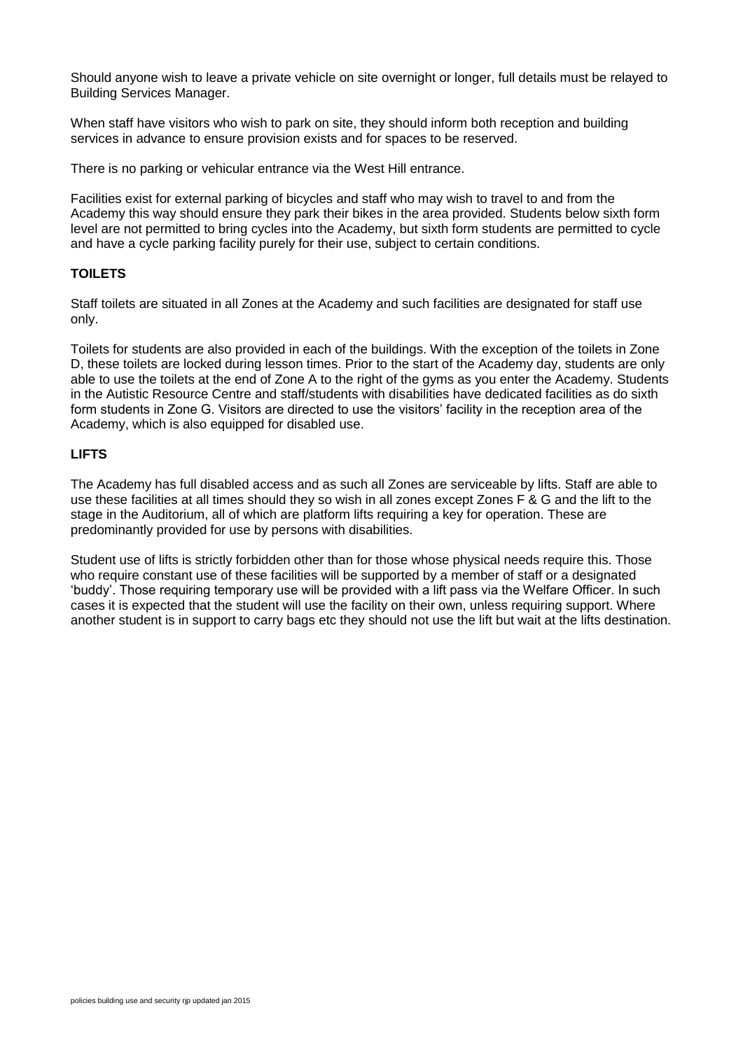Should anyone wish to leave a private vehicle on site overnight or longer, full details must be relayed to Building Services Manager.

When staff have visitors who wish to park on site, they should inform both reception and building services in advance to ensure provision exists and for spaces to be reserved.

There is no parking or vehicular entrance via the West Hill entrance.

Facilities exist for external parking of bicycles and staff who may wish to travel to and from the Academy this way should ensure they park their bikes in the area provided. Students below sixth form level are not permitted to bring cycles into the Academy, but sixth form students are permitted to cycle and have a cycle parking facility purely for their use, subject to certain conditions.

**TOILETS**

Staff toilets are situated in all Zones at the Academy and such facilities are designated for staff use only.

Toilets for students are also provided in each of the buildings. With the exception of the toilets in Zone D, these toilets are locked during lesson times. Prior to the start of the Academy day, students are only able to use the toilets at the end of Zone A to the right of the gyms as you enter the Academy. Students in the Autistic Resource Centre and staff/students with disabilities have dedicated facilities as do sixth form students in Zone G. Visitors are directed to use the visitors' facility in the reception area of the Academy, which is also equipped for disabled use.

**LIFTS**

The Academy has full disabled access and as such all Zones are serviceable by lifts. Staff are able to use these facilities at all times should they so wish in all zones except Zones F & G and the lift to the stage in the Auditorium, all of which are platform lifts requiring a key for operation. These are predominantly provided for use by persons with disabilities.

Student use of lifts is strictly forbidden other than for those whose physical needs require this. Those who require constant use of these facilities will be supported by a member of staff or a designated 'buddy'. Those requiring temporary use will be provided with a lift pass via the Welfare Officer. In such cases it is expected that the student will use the facility on their own, unless requiring support. Where another student is in support to carry bags etc they should not use the lift but wait at the lifts destination.